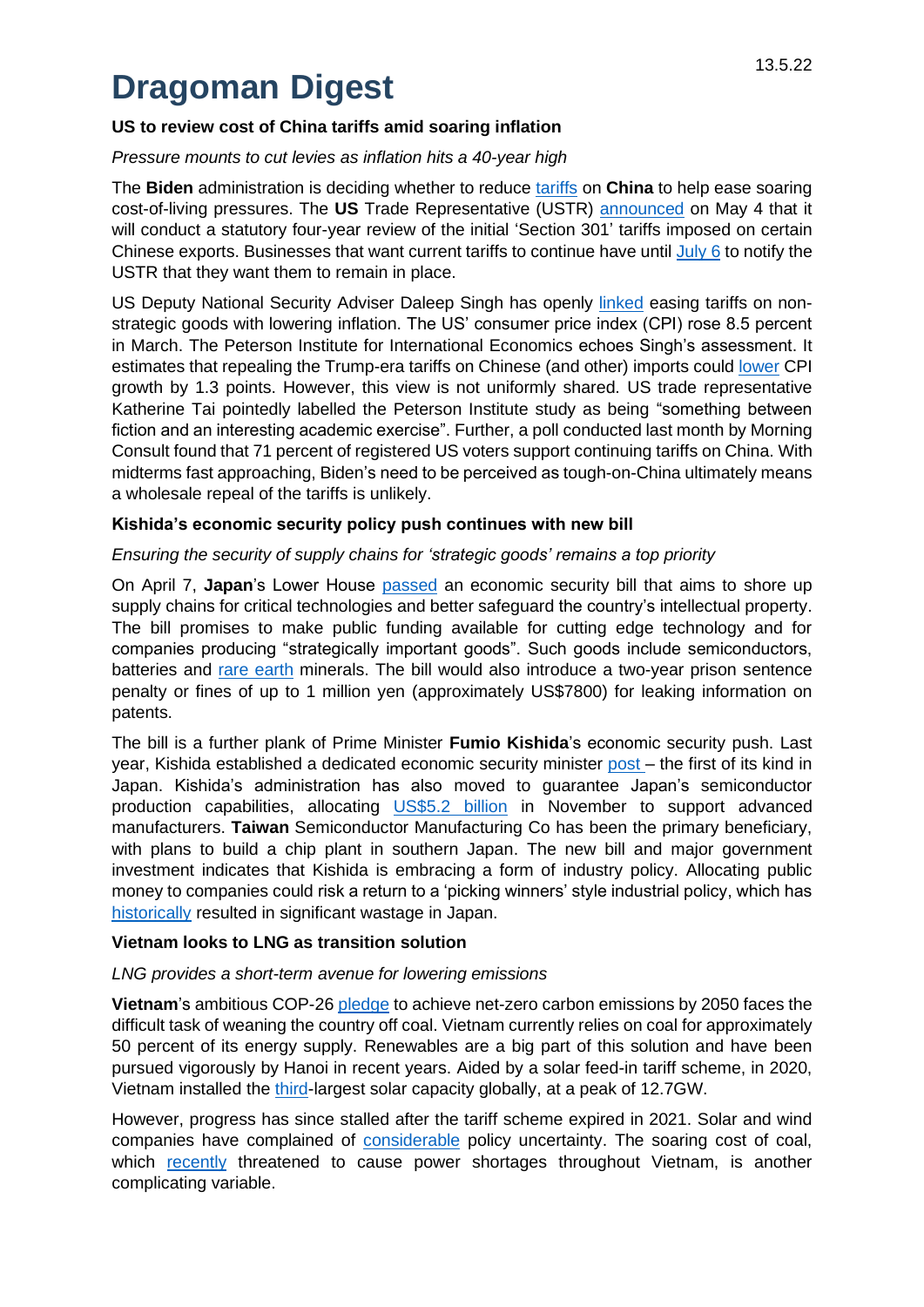13.5.22

# Dragoman Digest

### US to review cost of China tariffs amid soaring inflation

*Pressure mounts to cut levies as inflation hits a 40-year high*

The **Biden** administration is deciding whether to reduce tariffs on **China** to help ease soaring cost-of-living pressures. The **US** Trade Representative (USTR) announced on May 4 that it will conduct a statutory four-year review of the initial 'Section 301' tariffs imposed on certain Chinese exports. Businesses that want current tariffs to continue have until July 6 to notify the USTR that they want them to remain in place.

US Deputy National Security Adviser Daleep Singh has openly linked easing tariffs on non-strategic goods with lowering inflation. The US' consumer price index (CPI) rose 8.5 percent in March. The Peterson Institute for International Economics echoes Singh's assessment. It estimates that repealing the Trump-era tariffs on Chinese (and other) imports could lower CPI growth by 1.3 points. However, this view is not uniformly shared. US trade representative Katherine Tai pointedly labelled the Peterson Institute study as being "something between fiction and an interesting academic exercise". Further, a poll conducted last month by Morning Consult found that 71 percent of registered US voters support continuing tariffs on China. With midterms fast approaching, Biden's need to be perceived as tough-on-China ultimately means a wholesale repeal of the tariffs is unlikely.

### Kishida's economic security policy push continues with new bill

*Ensuring the security of supply chains for 'strategic goods' remains a top priority*

On April 7, **Japan**'s Lower House passed an economic security bill that aims to shore up supply chains for critical technologies and better safeguard the country's intellectual property. The bill promises to make public funding available for cutting edge technology and for companies producing "strategically important goods". Such goods include semiconductors, batteries and rare earth minerals. The bill would also introduce a two-year prison sentence penalty or fines of up to 1 million yen (approximately US$7800) for leaking information on patents.

The bill is a further plank of Prime Minister **Fumio Kishida**'s economic security push. Last year, Kishida established a dedicated economic security minister post – the first of its kind in Japan. Kishida's administration has also moved to guarantee Japan's semiconductor production capabilities, allocating US$5.2 billion in November to support advanced manufacturers. **Taiwan** Semiconductor Manufacturing Co has been the primary beneficiary, with plans to build a chip plant in southern Japan. The new bill and major government investment indicates that Kishida is embracing a form of industry policy. Allocating public money to companies could risk a return to a 'picking winners' style industrial policy, which has historically resulted in significant wastage in Japan.

### Vietnam looks to LNG as transition solution

*LNG provides a short-term avenue for lowering emissions*

**Vietnam**'s ambitious COP-26 pledge to achieve net-zero carbon emissions by 2050 faces the difficult task of weaning the country off coal. Vietnam currently relies on coal for approximately 50 percent of its energy supply. Renewables are a big part of this solution and have been pursued vigorously by Hanoi in recent years. Aided by a solar feed-in tariff scheme, in 2020, Vietnam installed the third-largest solar capacity globally, at a peak of 12.7GW.

However, progress has since stalled after the tariff scheme expired in 2021. Solar and wind companies have complained of considerable policy uncertainty. The soaring cost of coal, which recently threatened to cause power shortages throughout Vietnam, is another complicating variable.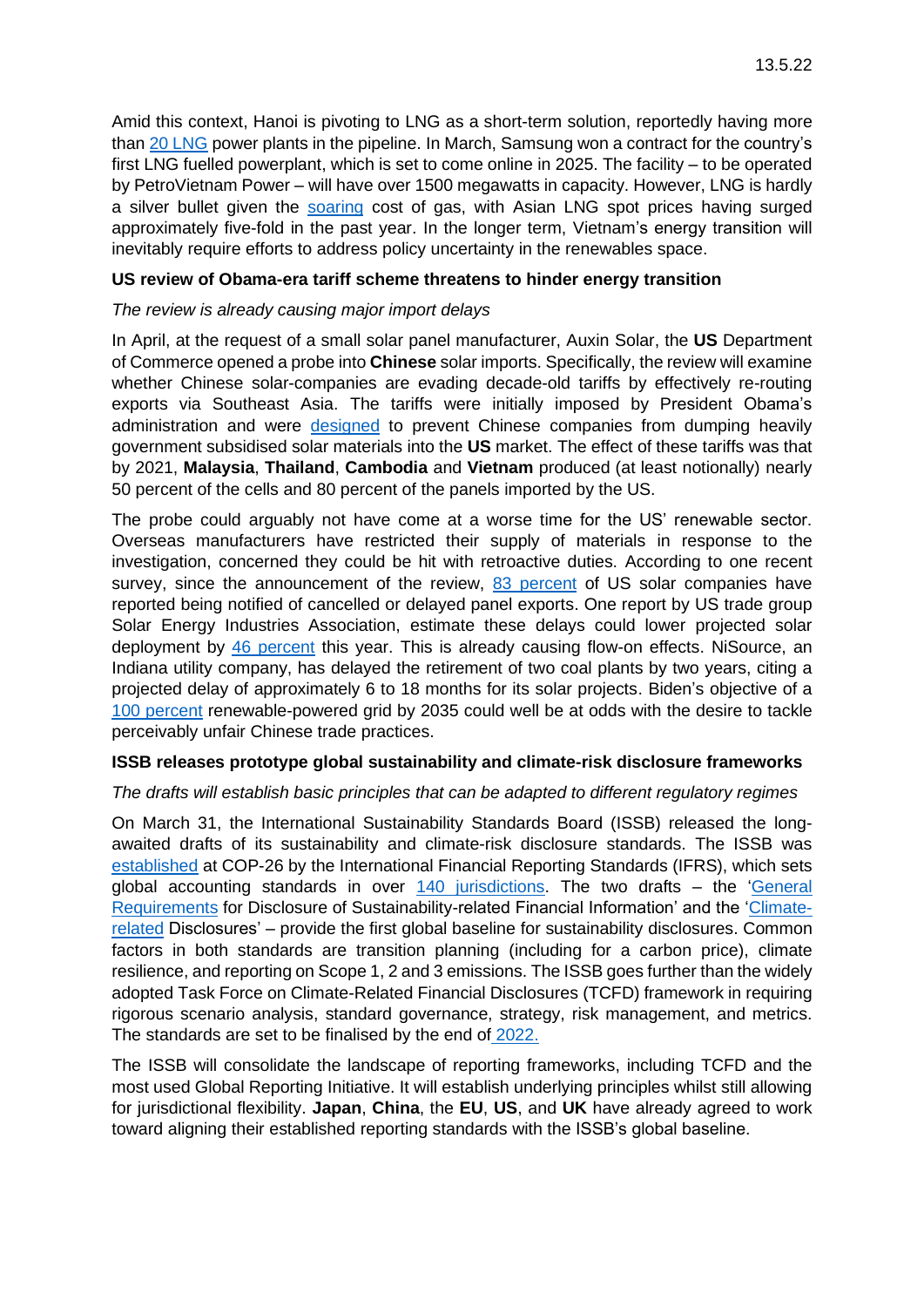Amid this context, Hanoi is pivoting to LNG as a short-term solution, reportedly having more than 20 LNG power plants in the pipeline. In March, Samsung won a contract for the country's first LNG fuelled powerplant, which is set to come online in 2025. The facility – to be operated by PetroVietnam Power – will have over 1500 megawatts in capacity. However, LNG is hardly a silver bullet given the soaring cost of gas, with Asian LNG spot prices having surged approximately five-fold in the past year. In the longer term, Vietnam's energy transition will inevitably require efforts to address policy uncertainty in the renewables space.

**US review of Obama-era tariff scheme threatens to hinder energy transition**

*The review is already causing major import delays*

In April, at the request of a small solar panel manufacturer, Auxin Solar, the **US** Department of Commerce opened a probe into **Chinese** solar imports. Specifically, the review will examine whether Chinese solar-companies are evading decade-old tariffs by effectively re-routing exports via Southeast Asia. The tariffs were initially imposed by President Obama's administration and were designed to prevent Chinese companies from dumping heavily government subsidised solar materials into the **US** market. The effect of these tariffs was that by 2021, **Malaysia**, **Thailand**, **Cambodia** and **Vietnam** produced (at least notionally) nearly 50 percent of the cells and 80 percent of the panels imported by the US.

The probe could arguably not have come at a worse time for the US' renewable sector. Overseas manufacturers have restricted their supply of materials in response to the investigation, concerned they could be hit with retroactive duties. According to one recent survey, since the announcement of the review, 83 percent of US solar companies have reported being notified of cancelled or delayed panel exports. One report by US trade group Solar Energy Industries Association, estimate these delays could lower projected solar deployment by 46 percent this year. This is already causing flow-on effects. NiSource, an Indiana utility company, has delayed the retirement of two coal plants by two years, citing a projected delay of approximately 6 to 18 months for its solar projects. Biden's objective of a 100 percent renewable-powered grid by 2035 could well be at odds with the desire to tackle perceivably unfair Chinese trade practices.

**ISSB releases prototype global sustainability and climate-risk disclosure frameworks**

*The drafts will establish basic principles that can be adapted to different regulatory regimes*

On March 31, the International Sustainability Standards Board (ISSB) released the long-awaited drafts of its sustainability and climate-risk disclosure standards. The ISSB was established at COP-26 by the International Financial Reporting Standards (IFRS), which sets global accounting standards in over 140 jurisdictions. The two drafts – the 'General Requirements for Disclosure of Sustainability-related Financial Information' and the 'Climate-related Disclosures' – provide the first global baseline for sustainability disclosures. Common factors in both standards are transition planning (including for a carbon price), climate resilience, and reporting on Scope 1, 2 and 3 emissions. The ISSB goes further than the widely adopted Task Force on Climate-Related Financial Disclosures (TCFD) framework in requiring rigorous scenario analysis, standard governance, strategy, risk management, and metrics. The standards are set to be finalised by the end of 2022.

The ISSB will consolidate the landscape of reporting frameworks, including TCFD and the most used Global Reporting Initiative. It will establish underlying principles whilst still allowing for jurisdictional flexibility. **Japan**, **China**, the **EU**, **US**, and **UK** have already agreed to work toward aligning their established reporting standards with the ISSB's global baseline.